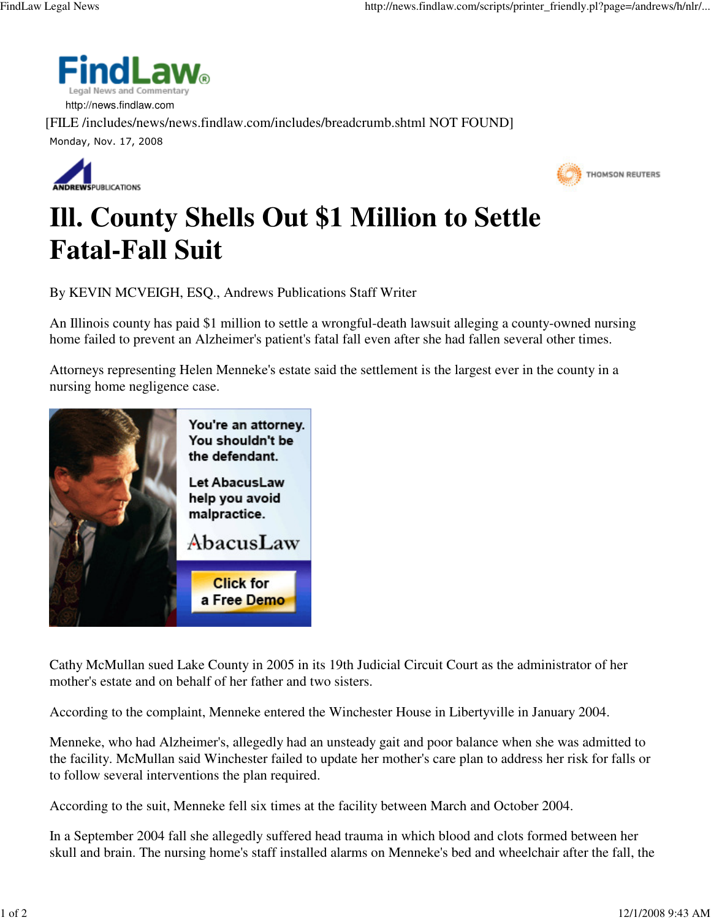FindLaw

Legal News and Commentary

http://news.findlaw.com

[FILE /includes/news/news.findlaw.com/includes/breadcrumb.shtml NOT FOUND]

Monday, Nov. 17, 2008

ANDREWS PUBLICATIONS

THOMSON REUTERS

# Ill. County Shells Out $1 Million to Settle Fatal-Fall Suit

By KEVIN MCVEIGH, ESQ., Andrews Publications Staff Writer

An Illinois county has paid $1 million to settle a wrongful-death lawsuit alleging a county-owned nursing home failed to prevent an Alzheimer's patient's fatal fall even after she had fallen several other times.

Attorneys representing Helen Menneke's estate said the settlement is the largest ever in the county in a nursing home negligence case.

You're an attorney. You shouldn't be the defendant.

Let AbacusLaw help you avoid malpractice.

AbacusLaw

Click for a Free Demo

Cathy McMullan sued Lake County in 2005 in its 19th Judicial Circuit Court as the administrator of her mother's estate and on behalf of her father and two sisters.

According to the complaint, Menneke entered the Winchester House in Libertyville in January 2004.

Menneke, who had Alzheimer's, allegedly had an unsteady gait and poor balance when she was admitted to the facility. McMullan said Winchester failed to update her mother's care plan to address her risk for falls or to follow several interventions the plan required.

According to the suit, Menneke fell six times at the facility between March and October 2004.

In a September 2004 fall she allegedly suffered head trauma in which blood and clots formed between her skull and brain. The nursing home's staff installed alarms on Menneke's bed and wheelchair after the fall, the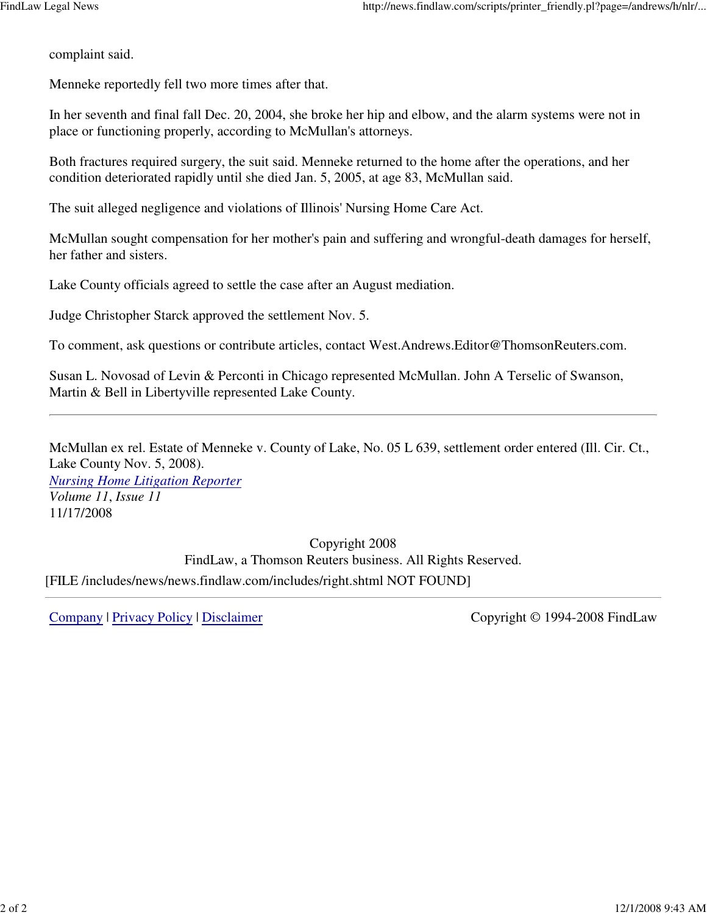complaint said.

Menneke reportedly fell two more times after that.

In her seventh and final fall Dec. 20, 2004, she broke her hip and elbow, and the alarm systems were not in place or functioning properly, according to McMullan's attorneys.

Both fractures required surgery, the suit said. Menneke returned to the home after the operations, and her condition deteriorated rapidly until she died Jan. 5, 2005, at age 83, McMullan said.

The suit alleged negligence and violations of Illinois' Nursing Home Care Act.

McMullan sought compensation for her mother's pain and suffering and wrongful-death damages for herself, her father and sisters.

Lake County officials agreed to settle the case after an August mediation.

Judge Christopher Starck approved the settlement Nov. 5.

To comment, ask questions or contribute articles, contact West.Andrews.Editor@ThomsonReuters.com.

Susan L. Novosad of Levin & Perconti in Chicago represented McMullan. John A Terselic of Swanson, Martin & Bell in Libertyville represented Lake County.

---

McMullan ex rel. Estate of Menneke v. County of Lake, No. 05 L 639, settlement order entered (Ill. Cir. Ct., Lake County Nov. 5, 2008).
*Nursing Home Litigation Reporter*
*Volume 11, Issue 11*
11/17/2008

Copyright 2008
FindLaw, a Thomson Reuters business. All Rights Reserved.

[FILE /includes/news/news.findlaw.com/includes/right.shtml NOT FOUND]

---

Company | Privacy Policy | Disclaimer

Copyright © 1994-2008 FindLaw